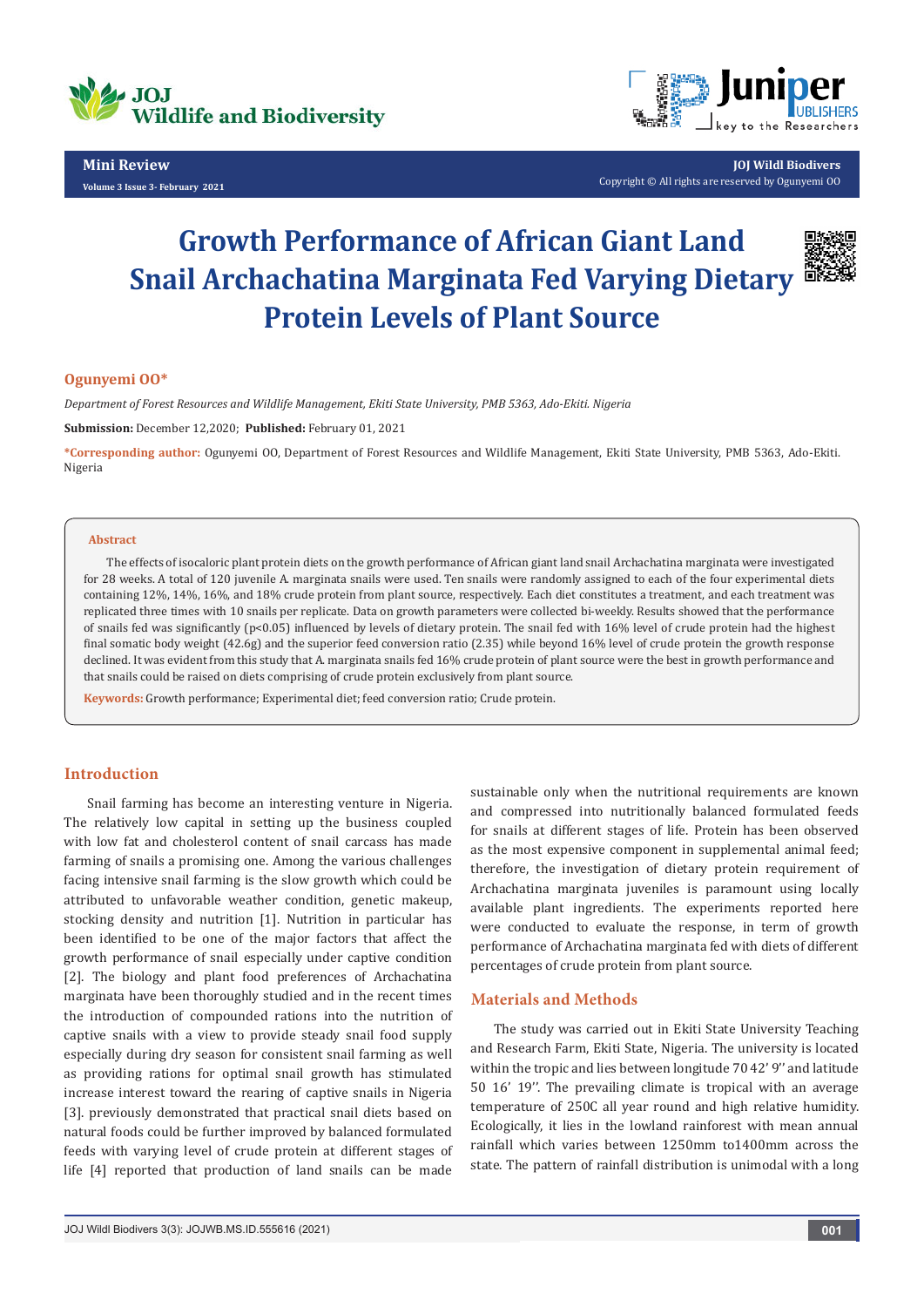# Growth Performance of African Giant Land Snail Archachatina Marginata Fed Varying Dietary Protein Levels of Plant Source

**Ogunyemi OO***

*Department of Forest Resources and Wildlife Management, Ekiti State University, PMB 5363, Ado-Ekiti. Nigeria*

**Submission:** December 12,2020; **Published:** February 01, 2021

***Corresponding author:** Ogunyemi OO, Department of Forest Resources and Wildlife Management, Ekiti State University, PMB 5363, Ado-Ekiti. Nigeria

## Abstract

The effects of isocaloric plant protein diets on the growth performance of African giant land snail Archachatina marginata were investigated for 28 weeks. A total of 120 juvenile A. marginata snails were used. Ten snails were randomly assigned to each of the four experimental diets containing 12%, 14%, 16%, and 18% crude protein from plant source, respectively. Each diet constitutes a treatment, and each treatment was replicated three times with 10 snails per replicate. Data on growth parameters were collected bi-weekly. Results showed that the performance of snails fed was significantly ($p<0.05$) influenced by levels of dietary protein. The snail fed with 16% level of crude protein had the highest final somatic body weight (42.6g) and the superior feed conversion ratio (2.35) while beyond 16% level of crude protein the growth response declined. It was evident from this study that A. marginata snails fed 16% crude protein of plant source were the best in growth performance and that snails could be raised on diets comprising of crude protein exclusively from plant source.

**Keywords:** Growth performance; Experimental diet; feed conversion ratio; Crude protein.

## Introduction

Snail farming has become an interesting venture in Nigeria. The relatively low capital in setting up the business coupled with low fat and cholesterol content of snail carcass has made farming of snails a promising one. Among the various challenges facing intensive snail farming is the slow growth which could be attributed to unfavorable weather condition, genetic makeup, stocking density and nutrition [1]. Nutrition in particular has been identified to be one of the major factors that affect the growth performance of snail especially under captive condition [2]. The biology and plant food preferences of Archachatina marginata have been thoroughly studied and in the recent times the introduction of compounded rations into the nutrition of captive snails with a view to provide steady snail food supply especially during dry season for consistent snail farming as well as providing rations for optimal snail growth has stimulated increase interest toward the rearing of captive snails in Nigeria [3]. previously demonstrated that practical snail diets based on natural foods could be further improved by balanced formulated feeds with varying level of crude protein at different stages of life [4] reported that production of land snails can be made sustainable only when the nutritional requirements are known and compressed into nutritionally balanced formulated feeds for snails at different stages of life. Protein has been observed as the most expensive component in supplemental animal feed; therefore, the investigation of dietary protein requirement of Archachatina marginata juveniles is paramount using locally available plant ingredients. The experiments reported here were conducted to evaluate the response, in term of growth performance of Archachatina marginata fed with diets of different percentages of crude protein from plant source.

## Materials and Methods

The study was carried out in Ekiti State University Teaching and Research Farm, Ekiti State, Nigeria. The university is located within the tropic and lies between longitude 70 42' 9'' and latitude 50 16' 19''. The prevailing climate is tropical with an average temperature of 250C all year round and high relative humidity. Ecologically, it lies in the lowland rainforest with mean annual rainfall which varies between 1250mm to1400mm across the state. The pattern of rainfall distribution is unimodal with a long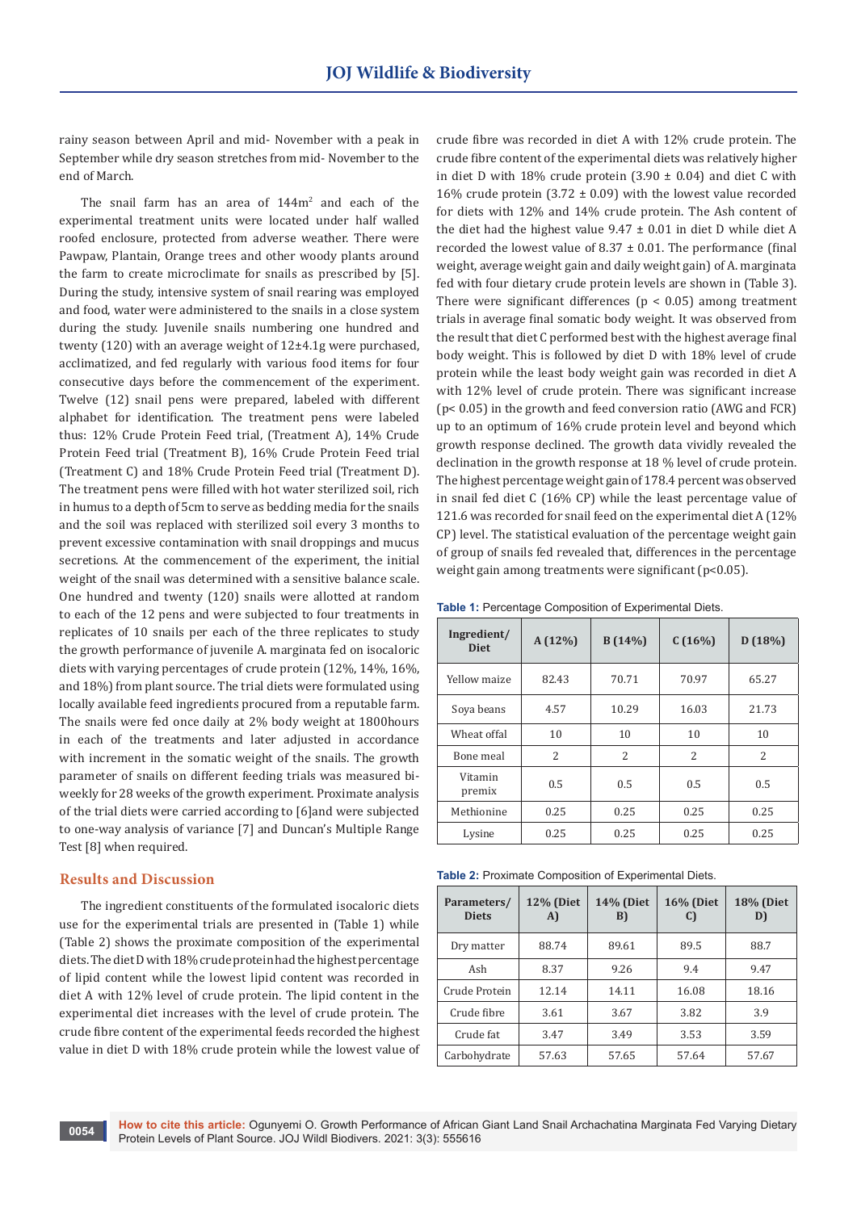rainy season between April and mid- November with a peak in September while dry season stretches from mid- November to the end of March.

The snail farm has an area of 144m$^2$ and each of the experimental treatment units were located under half walled roofed enclosure, protected from adverse weather. There were Pawpaw, Plantain, Orange trees and other woody plants around the farm to create microclimate for snails as prescribed by [5]. During the study, intensive system of snail rearing was employed and food, water were administered to the snails in a close system during the study. Juvenile snails numbering one hundred and twenty (120) with an average weight of 12±4.1g were purchased, acclimatized, and fed regularly with various food items for four consecutive days before the commencement of the experiment. Twelve (12) snail pens were prepared, labeled with different alphabet for identification. The treatment pens were labeled thus: 12% Crude Protein Feed trial, (Treatment A), 14% Crude Protein Feed trial (Treatment B), 16% Crude Protein Feed trial (Treatment C) and 18% Crude Protein Feed trial (Treatment D). The treatment pens were filled with hot water sterilized soil, rich in humus to a depth of 5cm to serve as bedding media for the snails and the soil was replaced with sterilized soil every 3 months to prevent excessive contamination with snail droppings and mucus secretions. At the commencement of the experiment, the initial weight of the snail was determined with a sensitive balance scale. One hundred and twenty (120) snails were allotted at random to each of the 12 pens and were subjected to four treatments in replicates of 10 snails per each of the three replicates to study the growth performance of juvenile *A. marginata* fed on isocaloric diets with varying percentages of crude protein (12%, 14%, 16%, and 18%) from plant source. The trial diets were formulated using locally available feed ingredients procured from a reputable farm. The snails were fed once daily at 2% body weight at 1800hours in each of the treatments and later adjusted in accordance with increment in the somatic weight of the snails. The growth parameter of snails on different feeding trials was measured bi-weekly for 28 weeks of the growth experiment. Proximate analysis of the trial diets were carried according to [6]and were subjected to one-way analysis of variance [7] and Duncan's Multiple Range Test [8] when required.

## Results and Discussion

The ingredient constituents of the formulated isocaloric diets use for the experimental trials are presented in (Table 1) while (Table 2) shows the proximate composition of the experimental diets. The diet D with 18% crude protein had the highest percentage of lipid content while the lowest lipid content was recorded in diet A with 12% level of crude protein. The lipid content in the experimental diet increases with the level of crude protein. The crude fibre content of the experimental feeds recorded the highest value in diet D with 18% crude protein while the lowest value of crude fibre was recorded in diet A with 12% crude protein. The crude fibre content of the experimental diets was relatively higher in diet D with 18% crude protein (3.90 ± 0.04) and diet C with 16% crude protein (3.72 ± 0.09) with the lowest value recorded for diets with 12% and 14% crude protein. The Ash content of the diet had the highest value 9.47 ± 0.01 in diet D while diet A recorded the lowest value of 8.37 ± 0.01. The performance (final weight, average weight gain and daily weight gain) of *A. marginata* fed with four dietary crude protein levels are shown in (Table 3). There were significant differences ($p < 0.05$) among treatment trials in average final somatic body weight. It was observed from the result that diet C performed best with the highest average final body weight. This is followed by diet D with 18% level of crude protein while the least body weight gain was recorded in diet A with 12% level of crude protein. There was significant increase ($p < 0.05$) in the growth and feed conversion ratio (AWG and FCR) up to an optimum of 16% crude protein level and beyond which growth response declined. The growth data vividly revealed the declination in the growth response at 18 % level of crude protein. The highest percentage weight gain of 178.4 percent was observed in snail fed diet C (16% CP) while the least percentage value of 121.6 was recorded for snail feed on the experimental diet A (12% CP) level. The statistical evaluation of the percentage weight gain of group of snails fed revealed that, differences in the percentage weight gain among treatments were significant ($p<0.05$).

**Table 1:** Percentage Composition of Experimental Diets.

| Ingredient/ Diet | A (12%) | B (14%) | C (16%) | D (18%) |
|---|---|---|---|---|
| Yellow maize | 82.43 | 70.71 | 70.97 | 65.27 |
| Soya beans | 4.57 | 10.29 | 16.03 | 21.73 |
| Wheat offal | 10 | 10 | 10 | 10 |
| Bone meal | 2 | 2 | 2 | 2 |
| Vitamin premix | 0.5 | 0.5 | 0.5 | 0.5 |
| Methionine | 0.25 | 0.25 | 0.25 | 0.25 |
| Lysine | 0.25 | 0.25 | 0.25 | 0.25 |

**Table 2:** Proximate Composition of Experimental Diets.

| Parameters/ Diets | 12% (Diet A) | 14% (Diet B) | 16% (Diet C) | 18% (Diet D) |
|---|---|---|---|---|
| Dry matter | 88.74 | 89.61 | 89.5 | 88.7 |
| Ash | 8.37 | 9.26 | 9.4 | 9.47 |
| Crude Protein | 12.14 | 14.11 | 16.08 | 18.16 |
| Crude fibre | 3.61 | 3.67 | 3.82 | 3.9 |
| Crude fat | 3.47 | 3.49 | 3.53 | 3.59 |
| Carbohydrate | 57.63 | 57.65 | 57.64 | 57.67 |

**How to cite this article:** Ogunyemi O. Growth Performance of African Giant Land Snail Archachatina Marginata Fed Varying Dietary Protein Levels of Plant Source. JOJ Wildl Biodivers. 2021: 3(3): 555616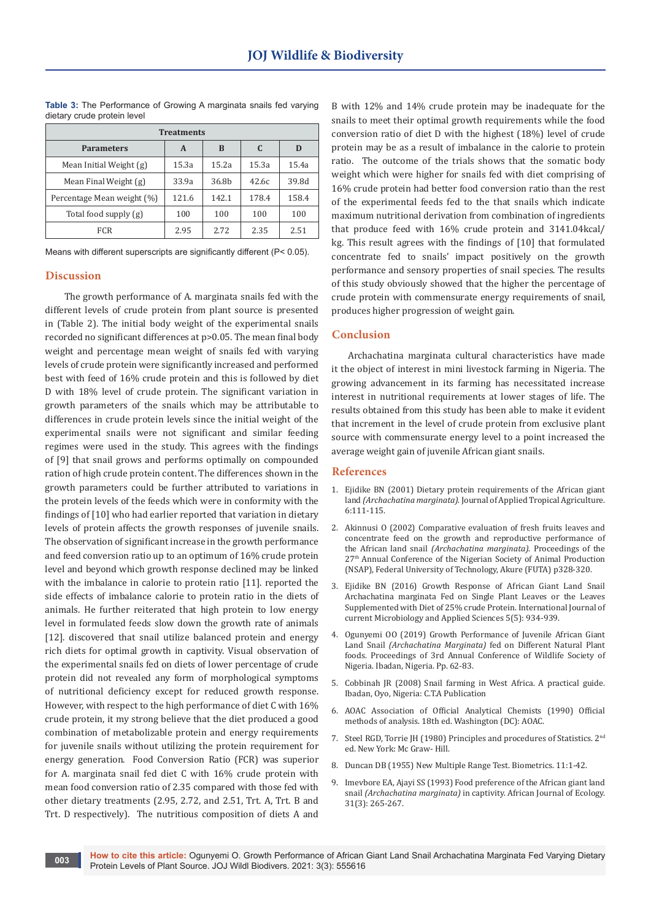**Table 3:** The Performance of Growing A marginata snails fed varying dietary crude protein level

| Treatments | | | | |
|---|---|---|---|---|
| **Parameters** | **A** | **B** | **C** | **D** |
| Mean Initial Weight (g) | 15.3a | 15.2a | 15.3a | 15.4a |
| Mean Final Weight (g) | 33.9a | 36.8b | 42.6c | 39.8d |
| Percentage Mean weight (%) | 121.6 | 142.1 | 178.4 | 158.4 |
| Total food supply (g) | 100 | 100 | 100 | 100 |
| FCR | 2.95 | 2.72 | 2.35 | 2.51 |

Means with different superscripts are significantly different (P< 0.05).

## Discussion

The growth performance of A. marginata snails fed with the different levels of crude protein from plant source is presented in (Table 2). The initial body weight of the experimental snails recorded no significant differences at p>0.05. The mean final body weight and percentage mean weight of snails fed with varying levels of crude protein were significantly increased and performed best with feed of 16% crude protein and this is followed by diet D with 18% level of crude protein. The significant variation in growth parameters of the snails which may be attributable to differences in crude protein levels since the initial weight of the experimental snails were not significant and similar feeding regimes were used in the study. This agrees with the findings of [9] that snail grows and performs optimally on compounded ration of high crude protein content. The differences shown in the growth parameters could be further attributed to variations in the protein levels of the feeds which were in conformity with the findings of [10] who had earlier reported that variation in dietary levels of protein affects the growth responses of juvenile snails. The observation of significant increase in the growth performance and feed conversion ratio up to an optimum of 16% crude protein level and beyond which growth response declined may be linked with the imbalance in calorie to protein ratio [11]. reported the side effects of imbalance calorie to protein ratio in the diets of animals. He further reiterated that high protein to low energy level in formulated feeds slow down the growth rate of animals [12]. discovered that snail utilize balanced protein and energy rich diets for optimal growth in captivity. Visual observation of the experimental snails fed on diets of lower percentage of crude protein did not revealed any form of morphological symptoms of nutritional deficiency except for reduced growth response. However, with respect to the high performance of diet C with 16% crude protein, it my strong believe that the diet produced a good combination of metabolizable protein and energy requirements for juvenile snails without utilizing the protein requirement for energy generation. Food Conversion Ratio (FCR) was superior for A. marginata snail fed diet C with 16% crude protein with mean food conversion ratio of 2.35 compared with those fed with other dietary treatments (2.95, 2.72, and 2.51, Trt. A, Trt. B and Trt. D respectively). The nutritious composition of diets A and B with 12% and 14% crude protein may be inadequate for the snails to meet their optimal growth requirements while the food conversion ratio of diet D with the highest (18%) level of crude protein may be as a result of imbalance in the calorie to protein ratio. The outcome of the trials shows that the somatic body weight which were higher for snails fed with diet comprising of 16% crude protein had better food conversion ratio than the rest of the experimental feeds fed to the that snails which indicate maximum nutritional derivation from combination of ingredients that produce feed with 16% crude protein and 3141.04kcal/kg. This result agrees with the findings of [10] that formulated concentrate fed to snails' impact positively on the growth performance and sensory properties of snail species. The results of this study obviously showed that the higher the percentage of crude protein with commensurate energy requirements of snail, produces higher progression of weight gain.

## Conclusion

Archachatina marginata cultural characteristics have made it the object of interest in mini livestock farming in Nigeria. The growing advancement in its farming has necessitated increase interest in nutritional requirements at lower stages of life. The results obtained from this study has been able to make it evident that increment in the level of crude protein from exclusive plant source with commensurate energy level to a point increased the average weight gain of juvenile African giant snails.

## References

1. Ejidike BN (2001) Dietary protein requirements of the African giant land *(Archachatina marginata)*. Journal of Applied Tropical Agriculture. 6:111-115.
2. Akinnusi O (2002) Comparative evaluation of fresh fruits leaves and concentrate feed on the growth and reproductive performance of the African land snail *(Archachatina marginata)*. Proceedings of the 27th Annual Conference of the Nigerian Society of Animal Production (NSAP), Federal University of Technology, Akure (FUTA) p328-320.
3. Ejidike BN (2016) Growth Response of African Giant Land Snail Archachatina marginata Fed on Single Plant Leaves or the Leaves Supplemented with Diet of 25% crude Protein. International Journal of current Microbiology and Applied Sciences 5(5): 934-939.
4. Ogunyemi OO (2019) Growth Performance of Juvenile African Giant Land Snail *(Archachatina Marginata)* fed on Different Natural Plant foods. Proceedings of 3rd Annual Conference of Wildlife Society of Nigeria. Ibadan, Nigeria. Pp. 62-83.
5. Cobbinah JR (2008) Snail farming in West Africa. A practical guide. Ibadan, Oyo, Nigeria: C.T.A Publication
6. AOAC Association of Official Analytical Chemists (1990) Official methods of analysis. 18th ed. Washington (DC): AOAC.
7. Steel RGD, Torrie JH (1980) Principles and procedures of Statistics. 2nd ed. New York: Mc Graw- Hill.
8. Duncan DB (1955) New Multiple Range Test. Biometrics. 11:1-42.
9. Imevbore EA, Ajayi SS (1993) Food preference of the African giant land snail *(Archachatina marginata)* in captivity. African Journal of Ecology. 31(3): 265-267.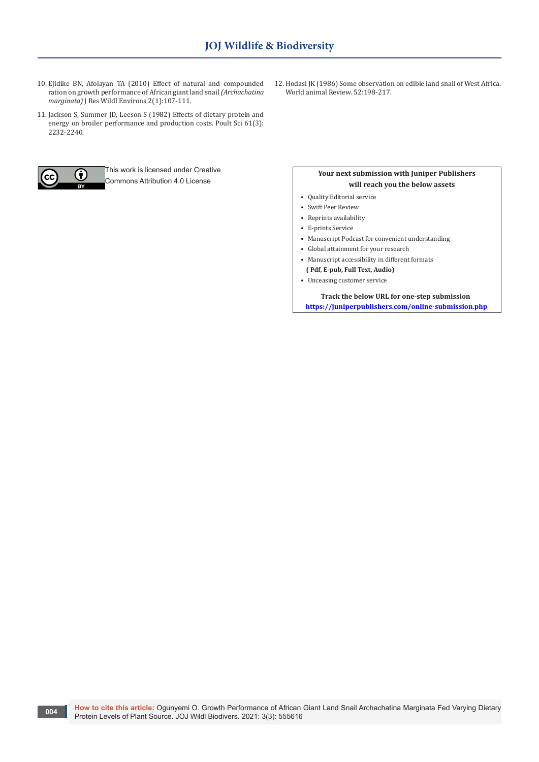10. Ejidike BN, Afolayan TA (2010) Effect of natural and compounded ration on growth performance of African giant land snail *(Archachatina marginata)* J Res Wildl Environs 2(1):107-111.

11. Jackson S, Summer JD, Leeson S (1982) Effects of dietary protein and energy on broiler performance and production costs. Poult Sci 61(3): 2232-2240.

12. Hodasi JK (1986) Some observation on edible land snail of West Africa. World animal Review. 52:198-217.

This work is licensed under Creative Commons Attribution 4.0 License

**Your next submission with Juniper Publishers will reach you the below assets**

- Quality Editorial service
- Swift Peer Review
- Reprints availability
- E-prints Service
- Manuscript Podcast for convenient understanding
- Global attainment for your research
- Manuscript accessibility in different formats
  **( Pdf, E-pub, Full Text, Audio)**
- Unceasing customer service

**Track the below URL for one-step submission**
**https://juniperpublishers.com/online-submission.php**

**How to cite this article:** Ogunyemi O. Growth Performance of African Giant Land Snail Archachatina Marginata Fed Varying Dietary Protein Levels of Plant Source. JOJ Wildl Biodivers. 2021: 3(3): 555616